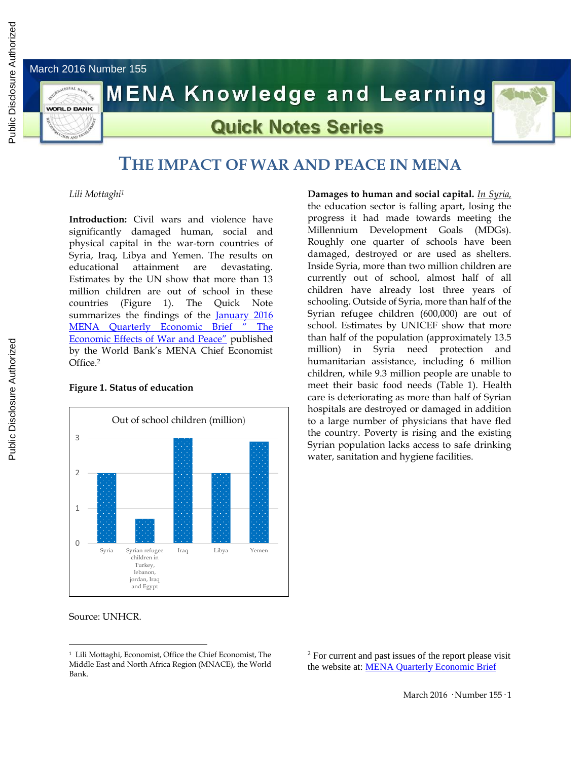March 2016 Number 155

# MENA Knowledge and Learning

## Quick Notes Series

# THE IMPACT OF WAR AND PEACE IN MENA

*Lili Mottaghi*[1]

**Introduction:** Civil wars and violence have significantly damaged human, social and physical capital in the war-torn countries of Syria, Iraq, Libya and Yemen. The results on educational attainment are devastating. Estimates by the UN show that more than 13 million children are out of school in these countries (Figure 1). The Quick Note summarizes the findings of the January 2016 MENA Quarterly Economic Brief " The Economic Effects of War and Peace" published by the World Bank's MENA Chief Economist Office.[2]

**Figure 1. Status of education**

Out of school children (million)

| Country | Out of school children (million) |
|---|---|
| Syria | 2 |
| Syrian refugee children in Turkey, lebanon, jordan, Iraq and Egypt | 0.7 |
| Iraq | 3 |
| Libya | 2 |
| Yemen | 2.9 |

Source: UNHCR.

**Damages to human and social capital.** *In Syria,* the education sector is falling apart, losing the progress it had made towards meeting the Millennium Development Goals (MDGs). Roughly one quarter of schools have been damaged, destroyed or are used as shelters. Inside Syria, more than two million children are currently out of school, almost half of all children have already lost three years of schooling. Outside of Syria, more than half of the Syrian refugee children (600,000) are out of school. Estimates by UNICEF show that more than half of the population (approximately 13.5 million) in Syria need protection and humanitarian assistance, including 6 million children, while 9.3 million people are unable to meet their basic food needs (Table 1). Health care is deteriorating as more than half of Syrian hospitals are destroyed or damaged in addition to a large number of physicians that have fled the country. Poverty is rising and the existing Syrian population lacks access to safe drinking water, sanitation and hygiene facilities.

---

[1] Lili Mottaghi, Economist, Office the Chief Economist, The Middle East and North Africa Region (MNACE), the World Bank.

[2] For current and past issues of the report please visit the website at: MENA Quarterly Economic Brief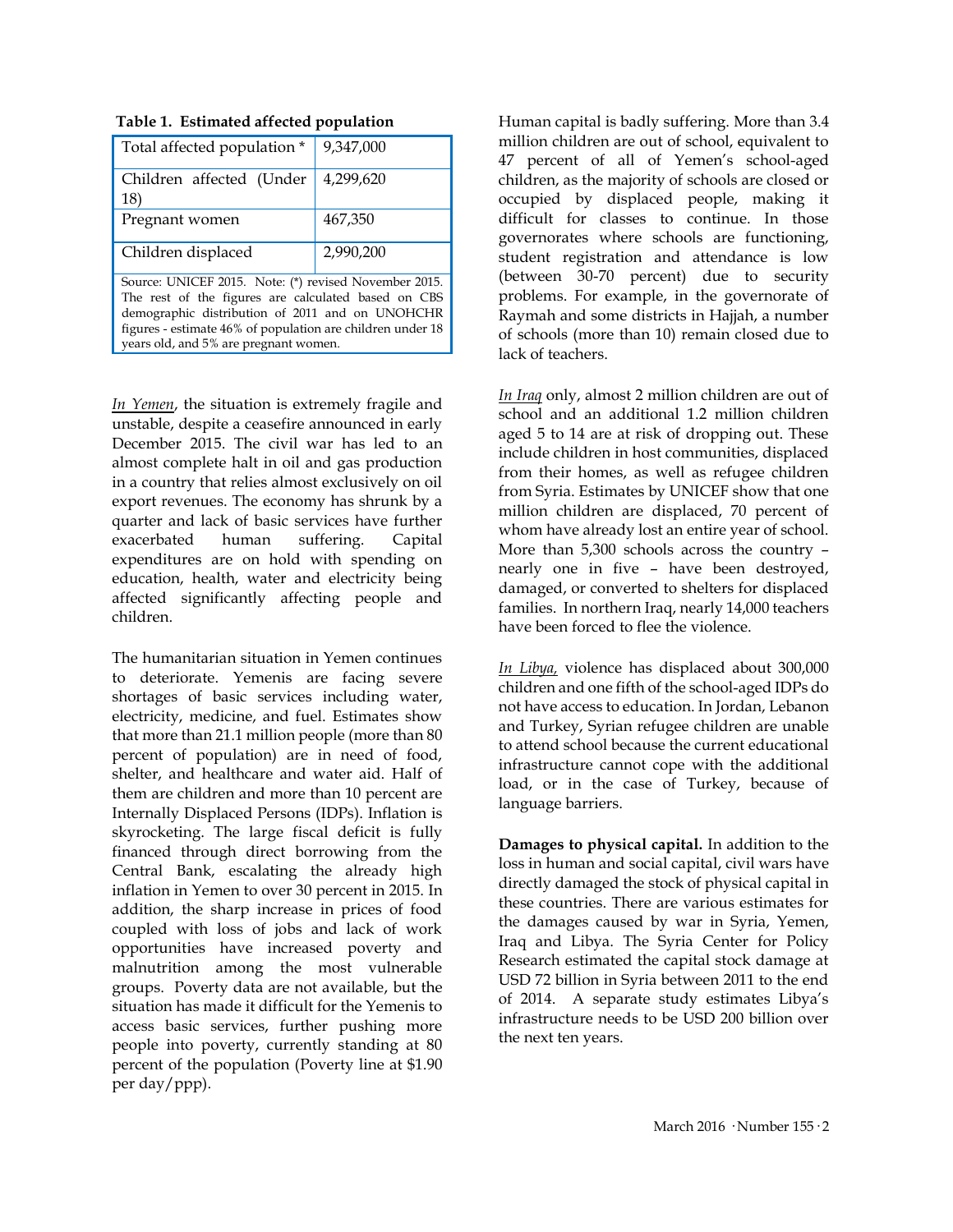**Table 1. Estimated affected population**

| Total affected population * | 9,347,000 |
|---|---|
| Children affected (Under 18) | 4,299,620 |
| Pregnant women | 467,350 |
| Children displaced | 2,990,200 |

Source: UNICEF 2015. Note: (*) revised November 2015. The rest of the figures are calculated based on CBS demographic distribution of 2011 and on UNOHCHR figures - estimate 46% of population are children under 18 years old, and 5% are pregnant women.

*In Yemen*, the situation is extremely fragile and unstable, despite a ceasefire announced in early December 2015. The civil war has led to an almost complete halt in oil and gas production in a country that relies almost exclusively on oil export revenues. The economy has shrunk by a quarter and lack of basic services have further exacerbated human suffering. Capital expenditures are on hold with spending on education, health, water and electricity being affected significantly affecting people and children.

The humanitarian situation in Yemen continues to deteriorate. Yemenis are facing severe shortages of basic services including water, electricity, medicine, and fuel. Estimates show that more than 21.1 million people (more than 80 percent of population) are in need of food, shelter, and healthcare and water aid. Half of them are children and more than 10 percent are Internally Displaced Persons (IDPs). Inflation is skyrocketing. The large fiscal deficit is fully financed through direct borrowing from the Central Bank, escalating the already high inflation in Yemen to over 30 percent in 2015. In addition, the sharp increase in prices of food coupled with loss of jobs and lack of work opportunities have increased poverty and malnutrition among the most vulnerable groups. Poverty data are not available, but the situation has made it difficult for the Yemenis to access basic services, further pushing more people into poverty, currently standing at 80 percent of the population (Poverty line at $1.90 per day/ppp).

Human capital is badly suffering. More than 3.4 million children are out of school, equivalent to 47 percent of all of Yemen's school-aged children, as the majority of schools are closed or occupied by displaced people, making it difficult for classes to continue. In those governorates where schools are functioning, student registration and attendance is low (between 30-70 percent) due to security problems. For example, in the governorate of Raymah and some districts in Hajjah, a number of schools (more than 10) remain closed due to lack of teachers.

*In Iraq* only, almost 2 million children are out of school and an additional 1.2 million children aged 5 to 14 are at risk of dropping out. These include children in host communities, displaced from their homes, as well as refugee children from Syria. Estimates by UNICEF show that one million children are displaced, 70 percent of whom have already lost an entire year of school. More than 5,300 schools across the country – nearly one in five – have been destroyed, damaged, or converted to shelters for displaced families. In northern Iraq, nearly 14,000 teachers have been forced to flee the violence.

*In Libya,* violence has displaced about 300,000 children and one fifth of the school-aged IDPs do not have access to education. In Jordan, Lebanon and Turkey, Syrian refugee children are unable to attend school because the current educational infrastructure cannot cope with the additional load, or in the case of Turkey, because of language barriers.

**Damages to physical capital.** In addition to the loss in human and social capital, civil wars have directly damaged the stock of physical capital in these countries. There are various estimates for the damages caused by war in Syria, Yemen, Iraq and Libya. The Syria Center for Policy Research estimated the capital stock damage at USD 72 billion in Syria between 2011 to the end of 2014. A separate study estimates Libya's infrastructure needs to be USD 200 billion over the next ten years.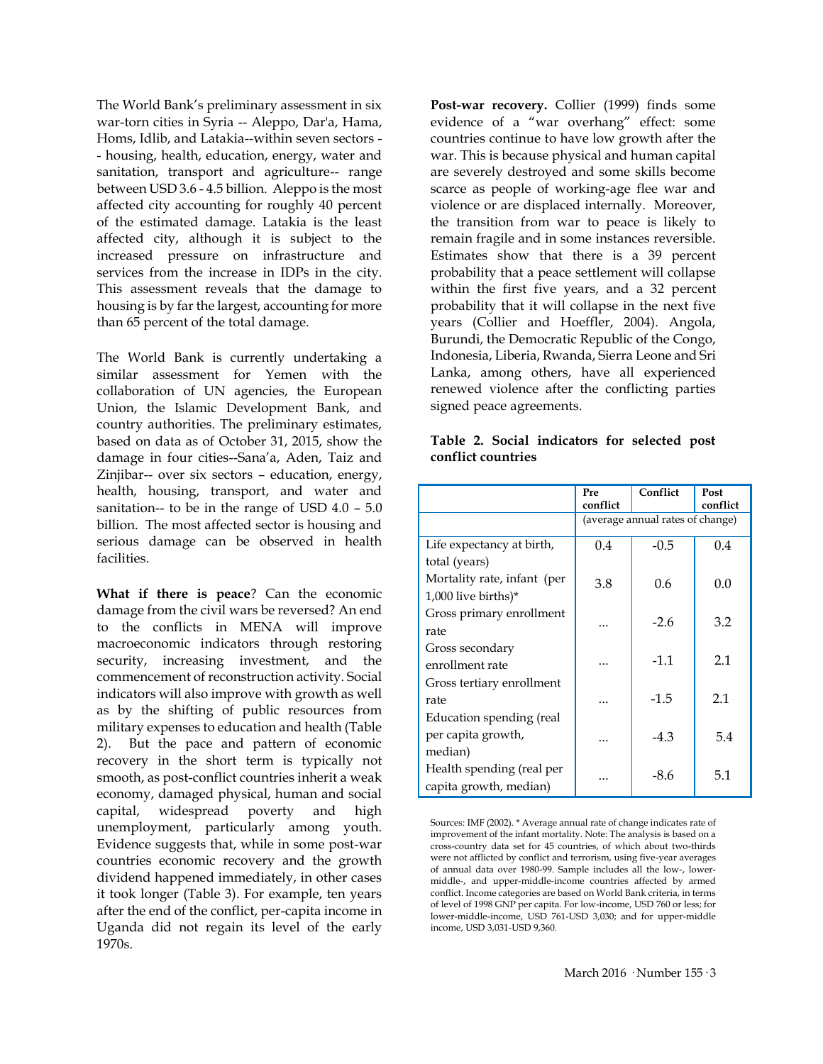The World Bank's preliminary assessment in six war-torn cities in Syria -- Aleppo, Dar'a, Hama, Homs, Idlib, and Latakia--within seven sectors -- housing, health, education, energy, water and sanitation, transport and agriculture-- range between USD 3.6 - 4.5 billion. Aleppo is the most affected city accounting for roughly 40 percent of the estimated damage. Latakia is the least affected city, although it is subject to the increased pressure on infrastructure and services from the increase in IDPs in the city. This assessment reveals that the damage to housing is by far the largest, accounting for more than 65 percent of the total damage.

The World Bank is currently undertaking a similar assessment for Yemen with the collaboration of UN agencies, the European Union, the Islamic Development Bank, and country authorities. The preliminary estimates, based on data as of October 31, 2015, show the damage in four cities--Sana'a, Aden, Taiz and Zinjibar-- over six sectors – education, energy, health, housing, transport, and water and sanitation-- to be in the range of USD 4.0 – 5.0 billion. The most affected sector is housing and serious damage can be observed in health facilities.

**What if there is peace**? Can the economic damage from the civil wars be reversed? An end to the conflicts in MENA will improve macroeconomic indicators through restoring security, increasing investment, and the commencement of reconstruction activity. Social indicators will also improve with growth as well as by the shifting of public resources from military expenses to education and health (Table 2). But the pace and pattern of economic recovery in the short term is typically not smooth, as post-conflict countries inherit a weak economy, damaged physical, human and social capital, widespread poverty and high unemployment, particularly among youth. Evidence suggests that, while in some post-war countries economic recovery and the growth dividend happened immediately, in other cases it took longer (Table 3). For example, ten years after the end of the conflict, per-capita income in Uganda did not regain its level of the early 1970s.

**Post-war recovery.** Collier (1999) finds some evidence of a "war overhang" effect: some countries continue to have low growth after the war. This is because physical and human capital are severely destroyed and some skills become scarce as people of working-age flee war and violence or are displaced internally. Moreover, the transition from war to peace is likely to remain fragile and in some instances reversible. Estimates show that there is a 39 percent probability that a peace settlement will collapse within the first five years, and a 32 percent probability that it will collapse in the next five years (Collier and Hoeffler, 2004). Angola, Burundi, the Democratic Republic of the Congo, Indonesia, Liberia, Rwanda, Sierra Leone and Sri Lanka, among others, have all experienced renewed violence after the conflicting parties signed peace agreements.

**Table 2. Social indicators for selected post conflict countries**

| | Pre conflict | Conflict | Post conflict |
|---|---|---|---|
| | (average annual rates of change) | | |
| Life expectancy at birth, total (years) | 0.4 | -0.5 | 0.4 |
| Mortality rate, infant (per 1,000 live births)* | 3.8 | 0.6 | 0.0 |
| Gross primary enrollment rate | ... | -2.6 | 3.2 |
| Gross secondary enrollment rate | ... | -1.1 | 2.1 |
| Gross tertiary enrollment rate | ... | -1.5 | 2.1 |
| Education spending (real per capita growth, median) | ... | -4.3 | 5.4 |
| Health spending (real per capita growth, median) | ... | -8.6 | 5.1 |

Sources: IMF (2002). * Average annual rate of change indicates rate of improvement of the infant mortality. Note: The analysis is based on a cross-country data set for 45 countries, of which about two-thirds were not afflicted by conflict and terrorism, using five-year averages of annual data over 1980-99. Sample includes all the low-, lower-middle-, and upper-middle-income countries affected by armed conflict. Income categories are based on World Bank criteria, in terms of level of 1998 GNP per capita. For low-income, USD 760 or less; for lower-middle-income, USD 761-USD 3,030; and for upper-middle income, USD 3,031-USD 9,360.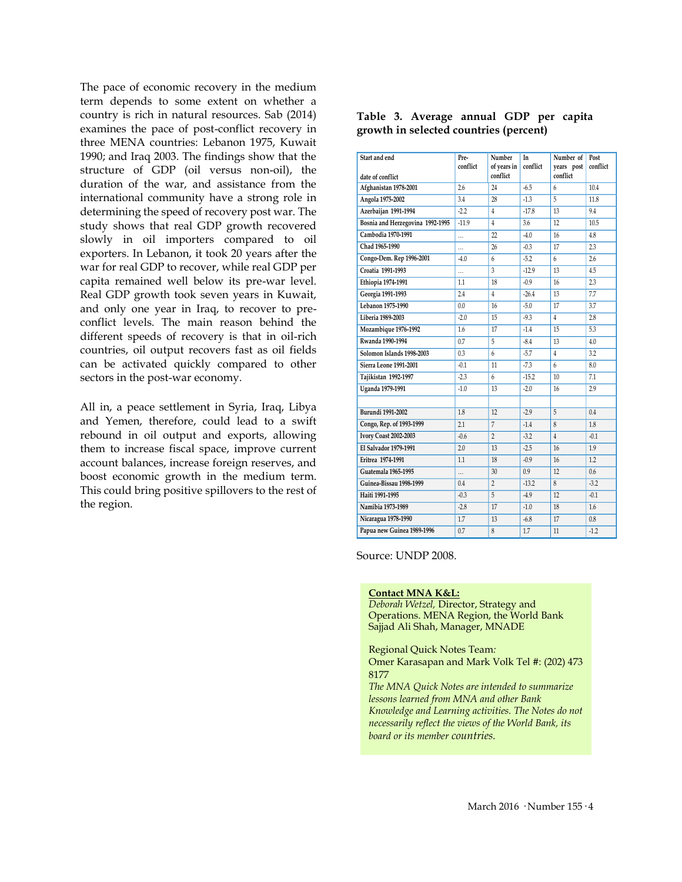The pace of economic recovery in the medium term depends to some extent on whether a country is rich in natural resources. Sab (2014) examines the pace of post-conflict recovery in three MENA countries: Lebanon 1975, Kuwait 1990; and Iraq 2003. The findings show that the structure of GDP (oil versus non-oil), the duration of the war, and assistance from the international community have a strong role in determining the speed of recovery post war. The study shows that real GDP growth recovered slowly in oil importers compared to oil exporters. In Lebanon, it took 20 years after the war for real GDP to recover, while real GDP per capita remained well below its pre-war level. Real GDP growth took seven years in Kuwait, and only one year in Iraq, to recover to pre-conflict levels. The main reason behind the different speeds of recovery is that in oil-rich countries, oil output recovers fast as oil fields can be activated quickly compared to other sectors in the post-war economy.

All in, a peace settlement in Syria, Iraq, Libya and Yemen, therefore, could lead to a swift rebound in oil output and exports, allowing them to increase fiscal space, improve current account balances, increase foreign reserves, and boost economic growth in the medium term. This could bring positive spillovers to the rest of the region.

**Table 3. Average annual GDP per capita growth in selected countries (percent)**

| Start and end date of conflict | Pre-conflict | Number of years in conflict | In conflict | Number of years post conflict | Post conflict |
|---|---|---|---|---|---|
| Afghanistan 1978-2001 | 2.6 | 24 | -6.5 | 6 | 10.4 |
| Angola 1975-2002 | 3.4 | 28 | -1.3 | 5 | 11.8 |
| Azerbaijan 1991-1994 | -2.2 | 4 | -17.8 | 13 | 9.4 |
| Bosnia and Herzegovina 1992-1995 | -11.9 | 4 | 3.6 | 12 | 10.5 |
| Cambodia 1970-1991 | … | 22 | -4.0 | 16 | 4.8 |
| Chad 1965-1990 | … | 26 | -0.3 | 17 | 2.3 |
| Congo-Dem. Rep 1996-2001 | -4.0 | 6 | -5.2 | 6 | 2.6 |
| Croatia 1991-1993 | … | 3 | -12.9 | 13 | 4.5 |
| Ethiopia 1974-1991 | 1.1 | 18 | -0.9 | 16 | 2.3 |
| Georgia 1991-1993 | 2.4 | 4 | -26.4 | 13 | 7.7 |
| Lebanon 1975-1990 | 0.0 | 16 | -5.0 | 17 | 3.7 |
| Liberia 1989-2003 | -2.0 | 15 | -9.3 | 4 | 2.8 |
| Mozambique 1976-1992 | 1.6 | 17 | -1.4 | 15 | 5.3 |
| Rwanda 1990-1994 | 0.7 | 5 | -8.4 | 13 | 4.0 |
| Solomon Islands 1998-2003 | 0.3 | 6 | -5.7 | 4 | 3.2 |
| Sierra Leone 1991-2001 | -0.1 | 11 | -7.3 | 6 | 8.0 |
| Tajikistan 1992-1997 | -2.3 | 6 | -15.2 | 10 | 7.1 |
| Uganda 1979-1991 | -1.0 | 13 | -2.0 | 16 | 2.9 |
| | | | | | |
| Burundi 1991-2002 | 1.8 | 12 | -2.9 | 5 | 0.4 |
| Congo, Rep. of 1993-1999 | 2.1 | 7 | -1.4 | 8 | 1.8 |
| Ivory Coast 2002-2003 | -0.6 | 2 | -3.2 | 4 | -0.1 |
| El Salvador 1979-1991 | 2.0 | 13 | -2.5 | 16 | 1.9 |
| Eritrea 1974-1991 | 1.1 | 18 | -0.9 | 16 | 1.2 |
| Guatemala 1965-1995 | … | 30 | 0.9 | 12 | 0.6 |
| Guinea-Bissau 1998-1999 | 0.4 | 2 | -13.2 | 8 | -3.2 |
| Haiti 1991-1995 | -0.3 | 5 | -4.9 | 12 | -0.1 |
| Namibia 1973-1989 | -2.8 | 17 | -1.0 | 18 | 1.6 |
| Nicaragua 1978-1990 | 1.7 | 13 | -6.8 | 17 | 0.8 |
| Papua new Guinea 1989-1996 | 0.7 | 8 | 1.7 | 11 | -1.2 |

Source: UNDP 2008.

**Contact MNA K&L:**
*Deborah Wetzel,* Director, Strategy and Operations. MENA Region, the World Bank
Sajjad Ali Shah, Manager, MNADE

Regional Quick Notes Team:
Omer Karasapan and Mark Volk Tel #: (202) 473 8177
*The MNA Quick Notes are intended to summarize lessons learned from MNA and other Bank Knowledge and Learning activities. The Notes do not necessarily reflect the views of the World Bank, its board or its member countries.*